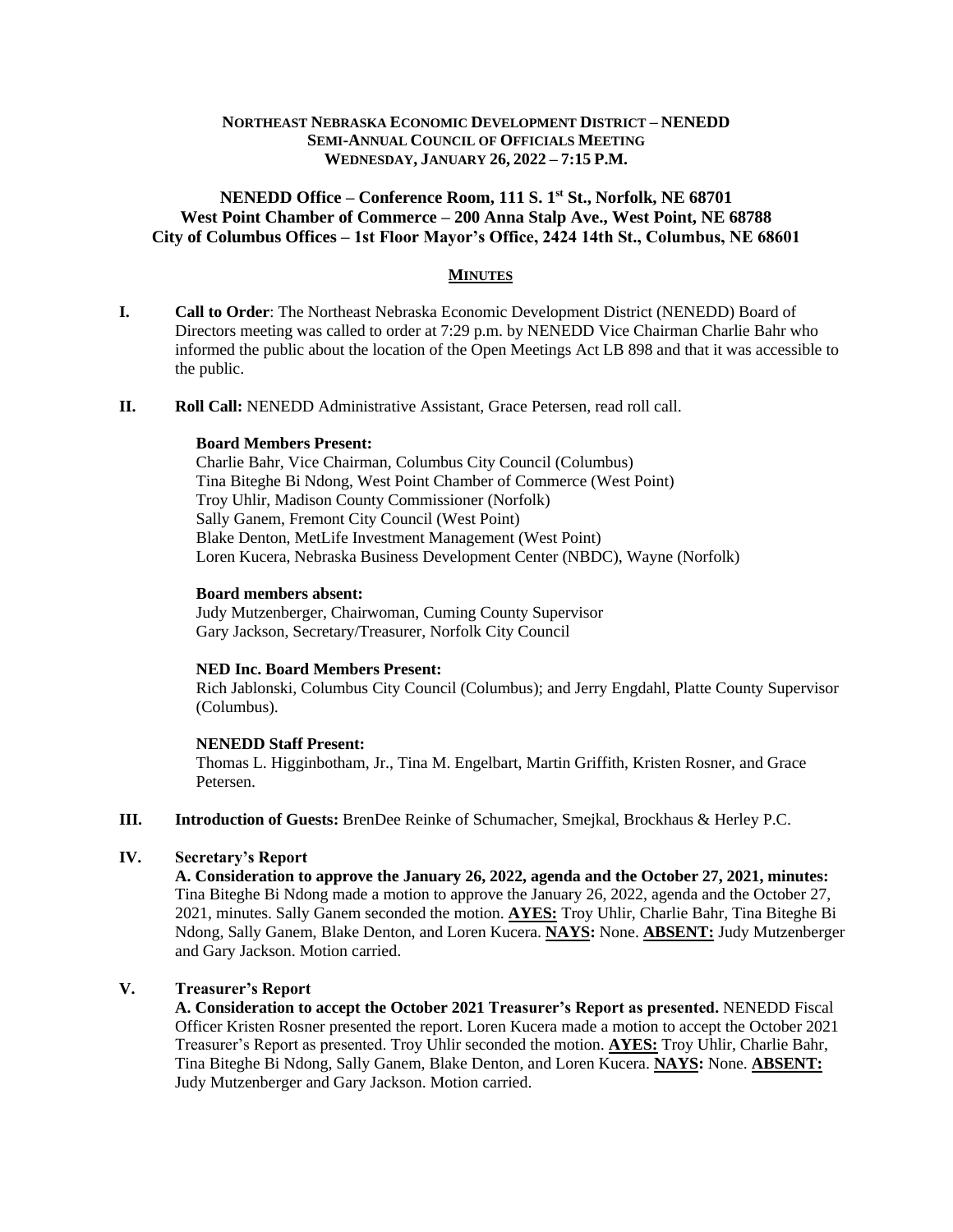**NORTHEAST NEBRASKA ECONOMIC DEVELOPMENT DISTRICT – NENEDD**
**SEMI-ANNUAL COUNCIL OF OFFICIALS MEETING**
**WEDNESDAY, JANUARY 26, 2022 – 7:15 P.M.**

**NENEDD Office – Conference Room, 111 S. 1st St., Norfolk, NE 68701**
**West Point Chamber of Commerce – 200 Anna Stalp Ave., West Point, NE 68788**
**City of Columbus Offices – 1st Floor Mayor's Office, 2424 14th St., Columbus, NE 68601**

# MINUTES

**I. Call to Order**: The Northeast Nebraska Economic Development District (NENEDD) Board of Directors meeting was called to order at 7:29 p.m. by NENEDD Vice Chairman Charlie Bahr who informed the public about the location of the Open Meetings Act LB 898 and that it was accessible to the public.

**II. Roll Call:** NENEDD Administrative Assistant, Grace Petersen, read roll call.

**Board Members Present:**
Charlie Bahr, Vice Chairman, Columbus City Council (Columbus)
Tina Biteghe Bi Ndong, West Point Chamber of Commerce (West Point)
Troy Uhlir, Madison County Commissioner (Norfolk)
Sally Ganem, Fremont City Council (West Point)
Blake Denton, MetLife Investment Management (West Point)
Loren Kucera, Nebraska Business Development Center (NBDC), Wayne (Norfolk)

**Board members absent:**
Judy Mutzenberger, Chairwoman, Cuming County Supervisor
Gary Jackson, Secretary/Treasurer, Norfolk City Council

**NED Inc. Board Members Present:**
Rich Jablonski, Columbus City Council (Columbus); and Jerry Engdahl, Platte County Supervisor (Columbus).

**NENEDD Staff Present:**
Thomas L. Higginbotham, Jr., Tina M. Engelbart, Martin Griffith, Kristen Rosner, and Grace Petersen.

**III. Introduction of Guests:** BrenDee Reinke of Schumacher, Smejkal, Brockhaus & Herley P.C.

**IV. Secretary's Report**

**A. Consideration to approve the January 26, 2022, agenda and the October 27, 2021, minutes:** Tina Biteghe Bi Ndong made a motion to approve the January 26, 2022, agenda and the October 27, 2021, minutes. Sally Ganem seconded the motion. **AYES:** Troy Uhlir, Charlie Bahr, Tina Biteghe Bi Ndong, Sally Ganem, Blake Denton, and Loren Kucera. **NAYS:** None. **ABSENT:** Judy Mutzenberger and Gary Jackson. Motion carried.

**V. Treasurer's Report**

**A. Consideration to accept the October 2021 Treasurer's Report as presented.** NENEDD Fiscal Officer Kristen Rosner presented the report. Loren Kucera made a motion to accept the October 2021 Treasurer's Report as presented. Troy Uhlir seconded the motion. **AYES:** Troy Uhlir, Charlie Bahr, Tina Biteghe Bi Ndong, Sally Ganem, Blake Denton, and Loren Kucera. **NAYS:** None. **ABSENT:** Judy Mutzenberger and Gary Jackson. Motion carried.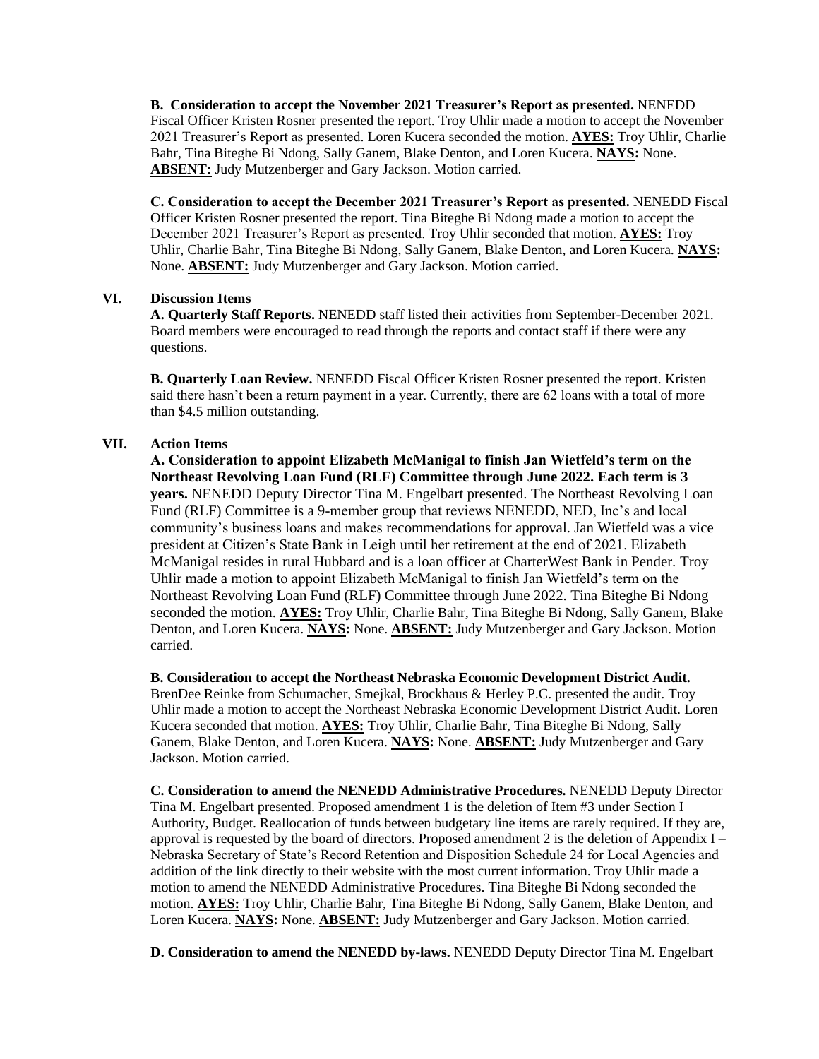**B. Consideration to accept the November 2021 Treasurer's Report as presented.** NENEDD Fiscal Officer Kristen Rosner presented the report. Troy Uhlir made a motion to accept the November 2021 Treasurer's Report as presented. Loren Kucera seconded the motion. **AYES:** Troy Uhlir, Charlie Bahr, Tina Biteghe Bi Ndong, Sally Ganem, Blake Denton, and Loren Kucera. **NAYS:** None. **ABSENT:** Judy Mutzenberger and Gary Jackson. Motion carried.

**C. Consideration to accept the December 2021 Treasurer's Report as presented.** NENEDD Fiscal Officer Kristen Rosner presented the report. Tina Biteghe Bi Ndong made a motion to accept the December 2021 Treasurer's Report as presented. Troy Uhlir seconded that motion. **AYES:** Troy Uhlir, Charlie Bahr, Tina Biteghe Bi Ndong, Sally Ganem, Blake Denton, and Loren Kucera. **NAYS:** None. **ABSENT:** Judy Mutzenberger and Gary Jackson. Motion carried.

## VI. Discussion Items

**A. Quarterly Staff Reports.** NENEDD staff listed their activities from September-December 2021. Board members were encouraged to read through the reports and contact staff if there were any questions.

**B. Quarterly Loan Review.** NENEDD Fiscal Officer Kristen Rosner presented the report. Kristen said there hasn't been a return payment in a year. Currently, there are 62 loans with a total of more than $4.5 million outstanding.

## VII. Action Items

**A. Consideration to appoint Elizabeth McManigal to finish Jan Wietfeld's term on the Northeast Revolving Loan Fund (RLF) Committee through June 2022. Each term is 3 years.** NENEDD Deputy Director Tina M. Engelbart presented. The Northeast Revolving Loan Fund (RLF) Committee is a 9-member group that reviews NENEDD, NED, Inc's and local community's business loans and makes recommendations for approval. Jan Wietfeld was a vice president at Citizen's State Bank in Leigh until her retirement at the end of 2021. Elizabeth McManigal resides in rural Hubbard and is a loan officer at CharterWest Bank in Pender. Troy Uhlir made a motion to appoint Elizabeth McManigal to finish Jan Wietfeld's term on the Northeast Revolving Loan Fund (RLF) Committee through June 2022. Tina Biteghe Bi Ndong seconded the motion. **AYES:** Troy Uhlir, Charlie Bahr, Tina Biteghe Bi Ndong, Sally Ganem, Blake Denton, and Loren Kucera. **NAYS:** None. **ABSENT:** Judy Mutzenberger and Gary Jackson. Motion carried.

**B. Consideration to accept the Northeast Nebraska Economic Development District Audit.** BrenDee Reinke from Schumacher, Smejkal, Brockhaus & Herley P.C. presented the audit. Troy Uhlir made a motion to accept the Northeast Nebraska Economic Development District Audit. Loren Kucera seconded that motion. **AYES:** Troy Uhlir, Charlie Bahr, Tina Biteghe Bi Ndong, Sally Ganem, Blake Denton, and Loren Kucera. **NAYS:** None. **ABSENT:** Judy Mutzenberger and Gary Jackson. Motion carried.

**C. Consideration to amend the NENEDD Administrative Procedures.** NENEDD Deputy Director Tina M. Engelbart presented. Proposed amendment 1 is the deletion of Item #3 under Section I Authority, Budget. Reallocation of funds between budgetary line items are rarely required. If they are, approval is requested by the board of directors. Proposed amendment 2 is the deletion of Appendix I – Nebraska Secretary of State's Record Retention and Disposition Schedule 24 for Local Agencies and addition of the link directly to their website with the most current information. Troy Uhlir made a motion to amend the NENEDD Administrative Procedures. Tina Biteghe Bi Ndong seconded the motion. **AYES:** Troy Uhlir, Charlie Bahr, Tina Biteghe Bi Ndong, Sally Ganem, Blake Denton, and Loren Kucera. **NAYS:** None. **ABSENT:** Judy Mutzenberger and Gary Jackson. Motion carried.

**D. Consideration to amend the NENEDD by-laws.** NENEDD Deputy Director Tina M. Engelbart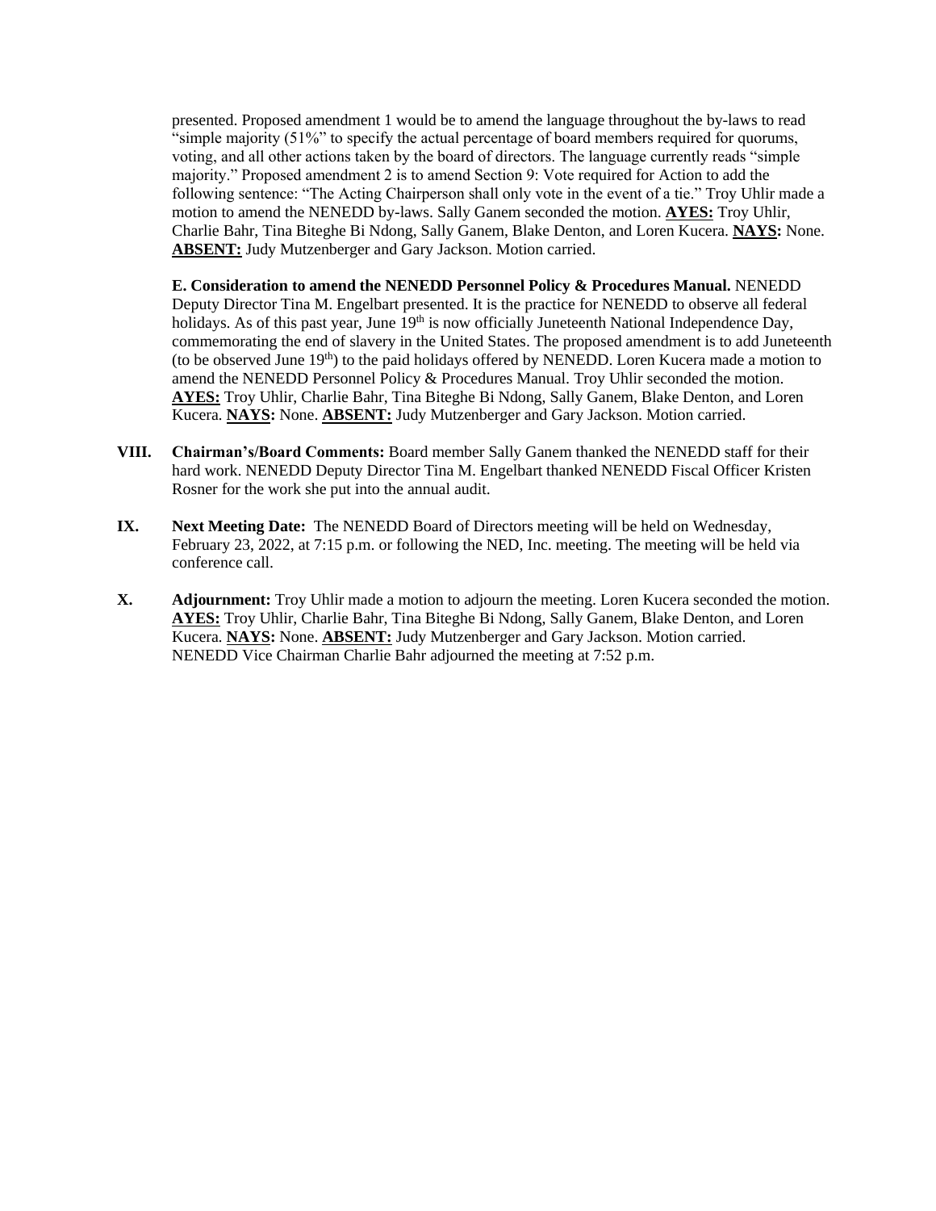presented. Proposed amendment 1 would be to amend the language throughout the by-laws to read "simple majority (51%" to specify the actual percentage of board members required for quorums, voting, and all other actions taken by the board of directors. The language currently reads "simple majority." Proposed amendment 2 is to amend Section 9: Vote required for Action to add the following sentence: "The Acting Chairperson shall only vote in the event of a tie." Troy Uhlir made a motion to amend the NENEDD by-laws. Sally Ganem seconded the motion. **AYES:** Troy Uhlir, Charlie Bahr, Tina Biteghe Bi Ndong, Sally Ganem, Blake Denton, and Loren Kucera. **NAYS:** None. **ABSENT:** Judy Mutzenberger and Gary Jackson. Motion carried.

**E. Consideration to amend the NENEDD Personnel Policy & Procedures Manual.** NENEDD Deputy Director Tina M. Engelbart presented. It is the practice for NENEDD to observe all federal holidays. As of this past year, June 19th is now officially Juneteenth National Independence Day, commemorating the end of slavery in the United States. The proposed amendment is to add Juneteenth (to be observed June 19th) to the paid holidays offered by NENEDD. Loren Kucera made a motion to amend the NENEDD Personnel Policy & Procedures Manual. Troy Uhlir seconded the motion. **AYES:** Troy Uhlir, Charlie Bahr, Tina Biteghe Bi Ndong, Sally Ganem, Blake Denton, and Loren Kucera. **NAYS:** None. **ABSENT:** Judy Mutzenberger and Gary Jackson. Motion carried.

**VIII. Chairman's/Board Comments:** Board member Sally Ganem thanked the NENEDD staff for their hard work. NENEDD Deputy Director Tina M. Engelbart thanked NENEDD Fiscal Officer Kristen Rosner for the work she put into the annual audit.

**IX. Next Meeting Date:** The NENEDD Board of Directors meeting will be held on Wednesday, February 23, 2022, at 7:15 p.m. or following the NED, Inc. meeting. The meeting will be held via conference call.

**X. Adjournment:** Troy Uhlir made a motion to adjourn the meeting. Loren Kucera seconded the motion. **AYES:** Troy Uhlir, Charlie Bahr, Tina Biteghe Bi Ndong, Sally Ganem, Blake Denton, and Loren Kucera. **NAYS:** None. **ABSENT:** Judy Mutzenberger and Gary Jackson. Motion carried. NENEDD Vice Chairman Charlie Bahr adjourned the meeting at 7:52 p.m.